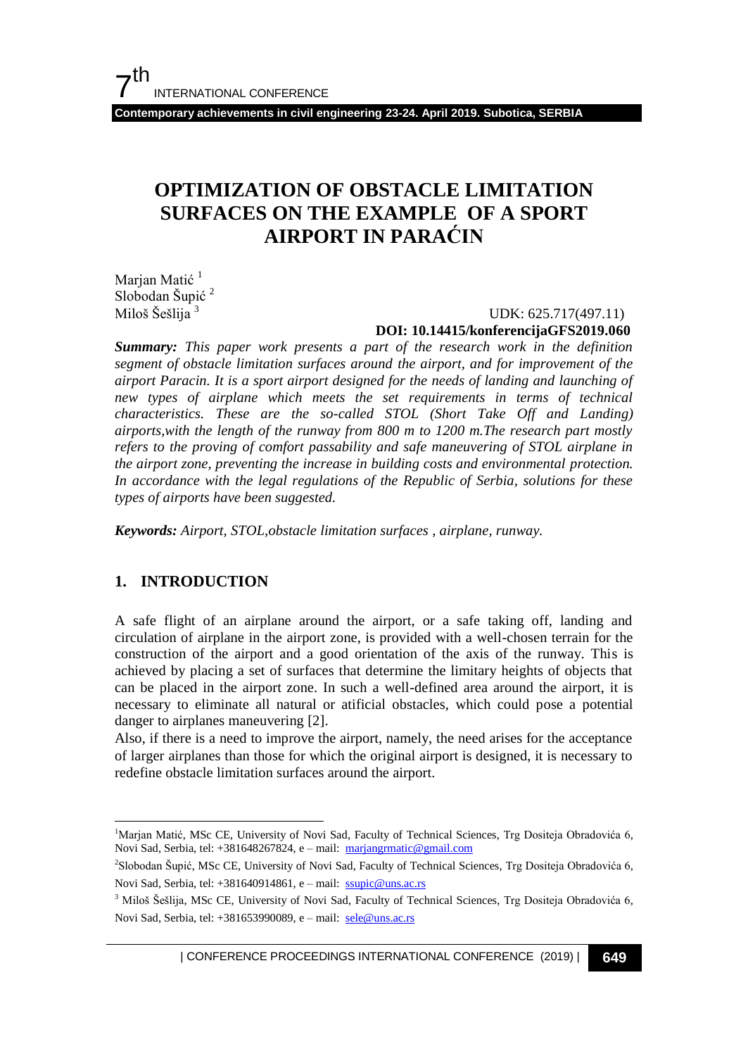# OPTIMIZATION OF OBSTACLE LIMITATION SURFACES ON THE EXAMPLE OF A SPORT AIRPORT IN PARAĆIN

Marjan Matić [1]
Slobodan Šupić [2]
Miloš Šešlija [3]

UDK: 625.717(497.11)
**DOI: 10.14415/konferencijaGFS2019.060**

***Summary:*** *This paper work presents a part of the research work in the definition segment of obstacle limitation surfaces around the airport, and for improvement of the airport Paracin. It is a sport airport designed for the needs of landing and launching of new types of airplane which meets the set requirements in terms of technical characteristics. These are the so-called STOL (Short Take Off and Landing) airports,with the length of the runway from 800 m to 1200 m.The research part mostly refers to the proving of comfort passability and safe maneuvering of STOL airplane in the airport zone, preventing the increase in building costs and environmental protection. In accordance with the legal regulations of the Republic of Serbia, solutions for these types of airports have been suggested.*

***Keywords:*** *Airport, STOL,obstacle limitation surfaces , airplane, runway.*

## 1. INTRODUCTION

A safe flight of an airplane around the airport, or a safe taking off, landing and circulation of airplane in the airport zone, is provided with a well-chosen terrain for the construction of the airport and a good orientation of the axis of the runway. This is achieved by placing a set of surfaces that determine the limitary heights of objects that can be placed in the airport zone. In such a well-defined area around the airport, it is necessary to eliminate all natural or atificial obstacles, which could pose a potential danger to airplanes maneuvering [2].

Also, if there is a need to improve the airport, namely, the need arises for the acceptance of larger airplanes than those for which the original airport is designed, it is necessary to redefine obstacle limitation surfaces around the airport.

---

[1] Marjan Matić, MSc CE, University of Novi Sad, Faculty of Technical Sciences, Trg Dositeja Obradovića 6, Novi Sad, Serbia, tel: +381648267824, e – mail: marjangrmatic@gmail.com

[2] Slobodan Šupić, MSc CE, University of Novi Sad, Faculty of Technical Sciences, Trg Dositeja Obradovića 6, Novi Sad, Serbia, tel: +381640914861, e – mail: ssupic@uns.ac.rs

[3] Miloš Šešlija, MSc CE, University of Novi Sad, Faculty of Technical Sciences, Trg Dositeja Obradovića 6, Novi Sad, Serbia, tel: +381653990089, e – mail: sele@uns.ac.rs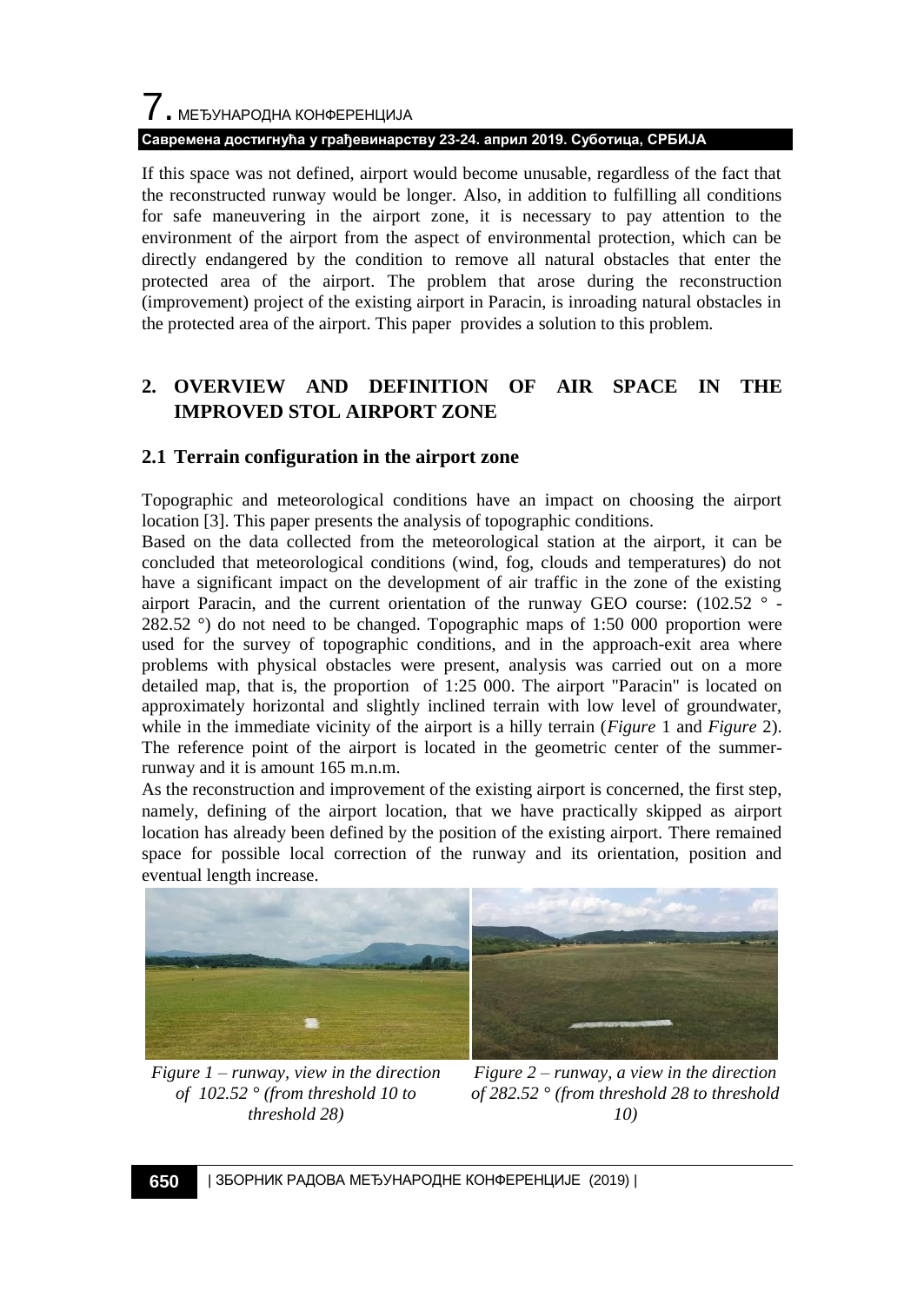If this space was not defined, airport would become unusable, regardless of the fact that the reconstructed runway would be longer. Also, in addition to fulfilling all conditions for safe maneuvering in the airport zone, it is necessary to pay attention to the environment of the airport from the aspect of environmental protection, which can be directly endangered by the condition to remove all natural obstacles that enter the protected area of the airport. The problem that arose during the reconstruction (improvement) project of the existing airport in Paracin, is inroading natural obstacles in the protected area of the airport. This paper provides a solution to this problem.

## 2. OVERVIEW AND DEFINITION OF AIR SPACE IN THE IMPROVED STOL AIRPORT ZONE

### 2.1 Terrain configuration in the airport zone

Topographic and meteorological conditions have an impact on choosing the airport location [3]. This paper presents the analysis of topographic conditions.

Based on the data collected from the meteorological station at the airport, it can be concluded that meteorological conditions (wind, fog, clouds and temperatures) do not have a significant impact on the development of air traffic in the zone of the existing airport Paracin, and the current orientation of the runway GEO course: (102.52 ° - 282.52 °) do not need to be changed. Topographic maps of 1:50 000 proportion were used for the survey of topographic conditions, and in the approach-exit area where problems with physical obstacles were present, analysis was carried out on a more detailed map, that is, the proportion of 1:25 000. The airport "Paracin" is located on approximately horizontal and slightly inclined terrain with low level of groundwater, while in the immediate vicinity of the airport is a hilly terrain (*Figure* 1 and *Figure* 2). The reference point of the airport is located in the geometric center of the summer-runway and it is amount 165 m.n.m.

As the reconstruction and improvement of the existing airport is concerned, the first step, namely, defining of the airport location, that we have practically skipped as airport location has already been defined by the position of the existing airport. There remained space for possible local correction of the runway and its orientation, position and eventual length increase.

*Figure 1 – runway, view in the direction of 102.52 ° (from threshold 10 to threshold 28)*

*Figure 2 – runway, a view in the direction of 282.52 ° (from threshold 28 to threshold 10)*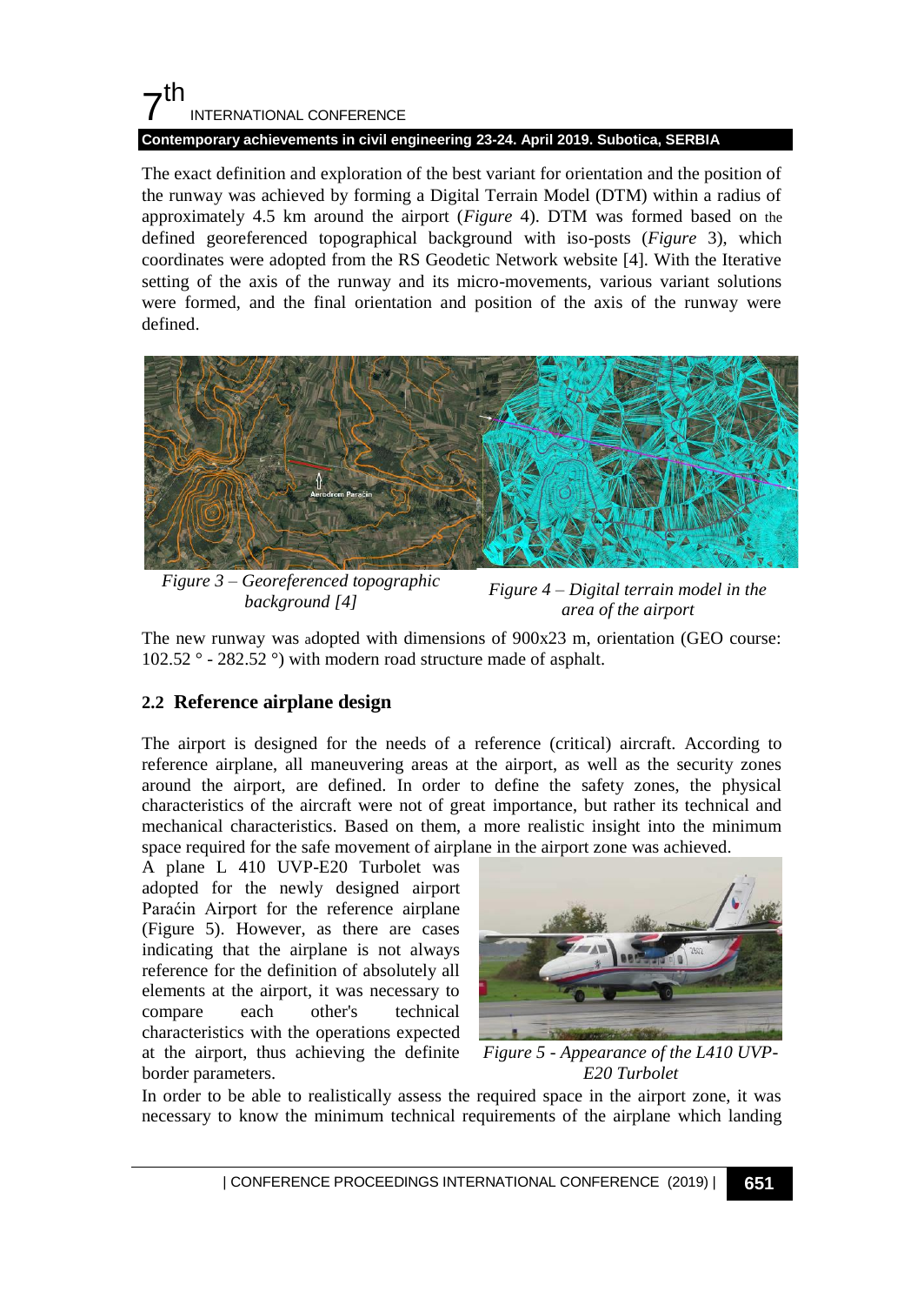The exact definition and exploration of the best variant for orientation and the position of the runway was achieved by forming a Digital Terrain Model (DTM) within a radius of approximately 4.5 km around the airport (*Figure* 4). DTM was formed based on the defined georeferenced topographical background with iso-posts (*Figure* 3), which coordinates were adopted from the RS Geodetic Network website [4]. With the Iterative setting of the axis of the runway and its micro-movements, various variant solutions were formed, and the final orientation and position of the axis of the runway were defined.

*Figure 3 – Georeferenced topographic background [4]*

*Figure 4 – Digital terrain model in the area of the airport*

The new runway was adopted with dimensions of 900x23 m, orientation (GEO course: 102.52 ° - 282.52 °) with modern road structure made of asphalt.

## 2.2 Reference airplane design

The airport is designed for the needs of a reference (critical) aircraft. According to reference airplane, all maneuvering areas at the airport, as well as the security zones around the airport, are defined. In order to define the safety zones, the physical characteristics of the aircraft were not of great importance, but rather its technical and mechanical characteristics. Based on them, a more realistic insight into the minimum space required for the safe movement of airplane in the airport zone was achieved.

A plane L 410 UVP-E20 Turbolet was adopted for the newly designed airport Paraćin Airport for the reference airplane (Figure 5). However, as there are cases indicating that the airplane is not always reference for the definition of absolutely all elements at the airport, it was necessary to compare each other's technical characteristics with the operations expected at the airport, thus achieving the definite border parameters.

*Figure 5 - Appearance of the L410 UVP-E20 Turbolet*

In order to be able to realistically assess the required space in the airport zone, it was necessary to know the minimum technical requirements of the airplane which landing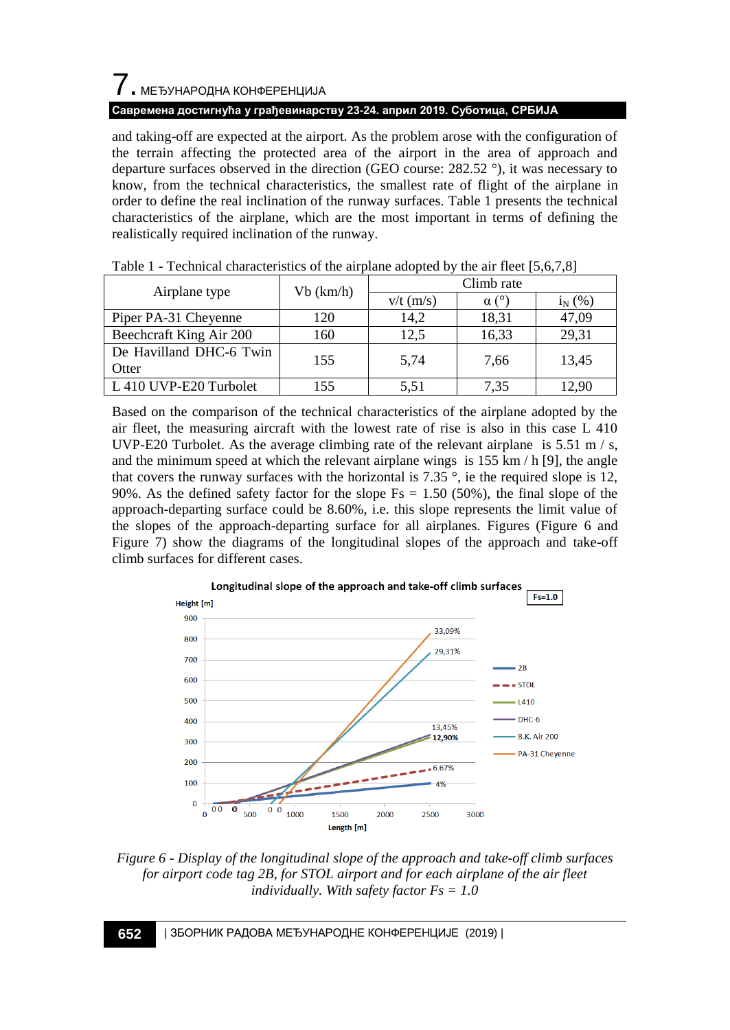and taking-off are expected at the airport. As the problem arose with the configuration of the terrain affecting the protected area of the airport in the area of approach and departure surfaces observed in the direction (GEO course: 282.52 °), it was necessary to know, from the technical characteristics, the smallest rate of flight of the airplane in order to define the real inclination of the runway surfaces. Table 1 presents the technical characteristics of the airplane, which are the most important in terms of defining the realistically required inclination of the runway.

Table 1 - Technical characteristics of the airplane adopted by the air fleet [5,6,7,8]

| Airplane type | Vb (km/h) | Climb rate | | |
|---|---|---|---|---|
| | | v/t (m/s) | α (°) | $i_N$ (%) |
| Piper PA-31 Cheyenne | 120 | 14,2 | 18,31 | 47,09 |
| Beechcraft King Air 200 | 160 | 12,5 | 16,33 | 29,31 |
| De Havilland DHC-6 Twin Otter | 155 | 5,74 | 7,66 | 13,45 |
| L 410 UVP-E20 Turbolet | 155 | 5,51 | 7,35 | 12,90 |

Based on the comparison of the technical characteristics of the airplane adopted by the air fleet, the measuring aircraft with the lowest rate of rise is also in this case L 410 UVP-E20 Turbolet. As the average climbing rate of the relevant airplane is 5.51 m / s, and the minimum speed at which the relevant airplane wings is 155 km / h [9], the angle that covers the runway surfaces with the horizontal is 7.35 °, ie the required slope is 12, 90%. As the defined safety factor for the slope Fs = 1.50 (50%), the final slope of the approach-departing surface could be 8.60%, i.e. this slope represents the limit value of the slopes of the approach-departing surface for all airplanes. Figures (Figure 6 and Figure 7) show the diagrams of the longitudinal slopes of the approach and take-off climb surfaces for different cases.

*Figure 6 - Display of the longitudinal slope of the approach and take-off climb surfaces for airport code tag 2B, for STOL airport and for each airplane of the air fleet individually. With safety factor Fs = 1.0*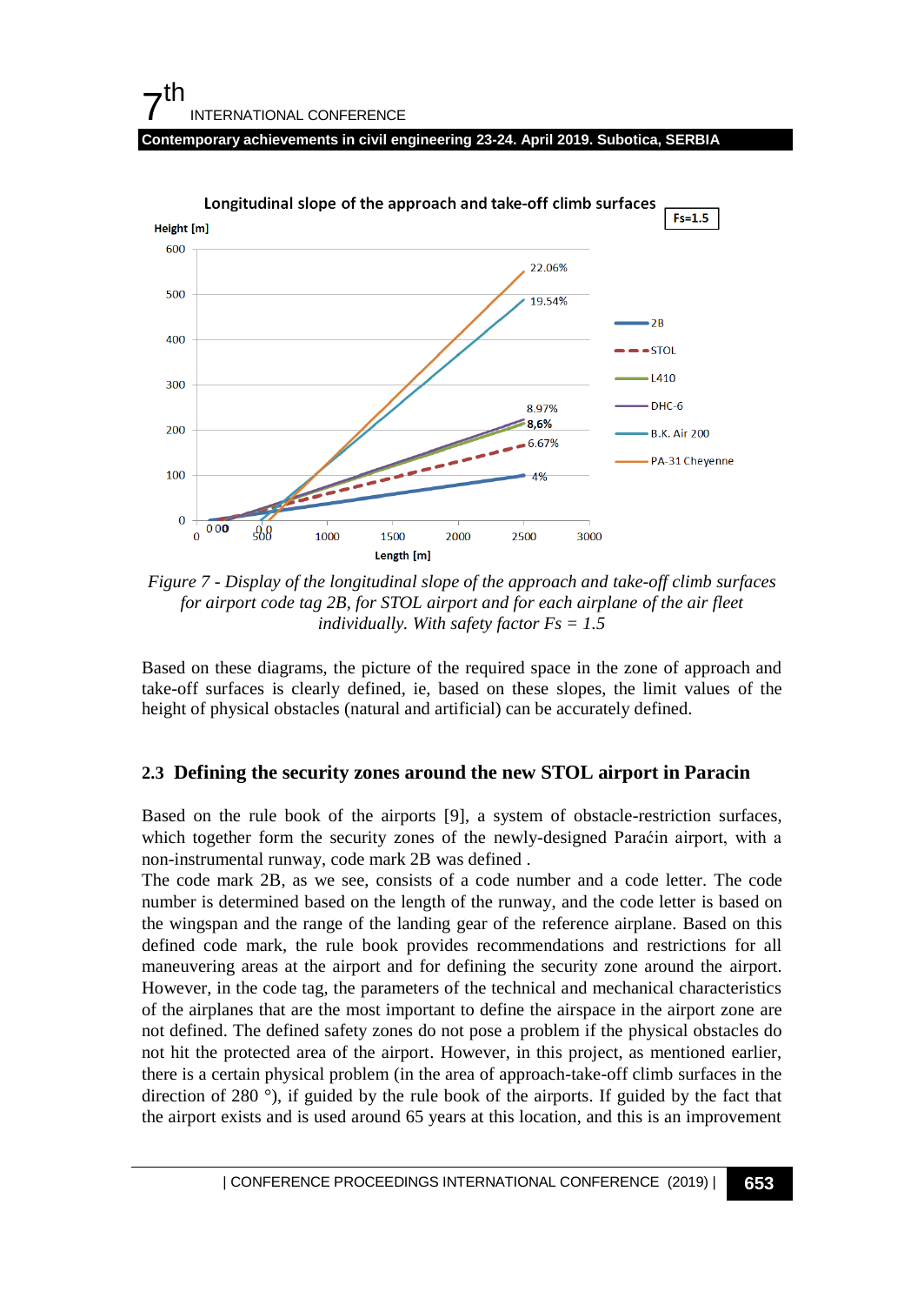*Figure 7 - Display of the longitudinal slope of the approach and take-off climb surfaces for airport code tag 2B, for STOL airport and for each airplane of the air fleet individually. With safety factor Fs = 1.5*

Based on these diagrams, the picture of the required space in the zone of approach and take-off surfaces is clearly defined, ie, based on these slopes, the limit values of the height of physical obstacles (natural and artificial) can be accurately defined.

## 2.3 Defining the security zones around the new STOL airport in Paracin

Based on the rule book of the airports [9], a system of obstacle-restriction surfaces, which together form the security zones of the newly-designed Paraćin airport, with a non-instrumental runway, code mark 2B was defined .

The code mark 2B, as we see, consists of a code number and a code letter. The code number is determined based on the length of the runway, and the code letter is based on the wingspan and the range of the landing gear of the reference airplane. Based on this defined code mark, the rule book provides recommendations and restrictions for all maneuvering areas at the airport and for defining the security zone around the airport. However, in the code tag, the parameters of the technical and mechanical characteristics of the airplanes that are the most important to define the airspace in the airport zone are not defined. The defined safety zones do not pose a problem if the physical obstacles do not hit the protected area of the airport. However, in this project, as mentioned earlier, there is a certain physical problem (in the area of approach-take-off climb surfaces in the direction of 280 °), if guided by the rule book of the airports. If guided by the fact that the airport exists and is used around 65 years at this location, and this is an improvement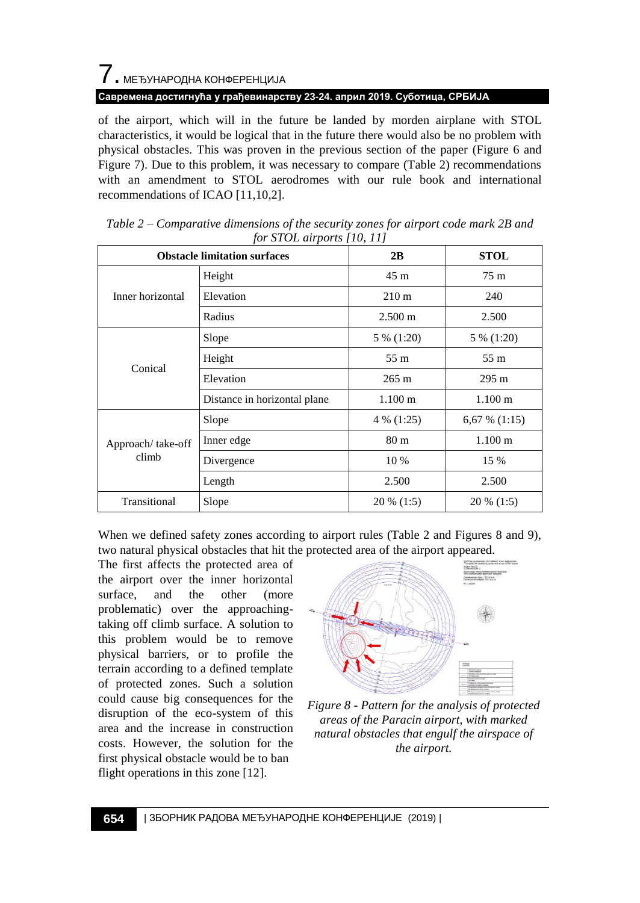of the airport, which will in the future be landed by morden airplane with STOL characteristics, it would be logical that in the future there would also be no problem with physical obstacles. This was proven in the previous section of the paper (Figure 6 and Figure 7). Due to this problem, it was necessary to compare (Table 2) recommendations with an amendment to STOL aerodromes with our rule book and international recommendations of ICAO [11,10,2].

*Table 2 – Comparative dimensions of the security zones for airport code mark 2B and for STOL airports [10, 11]*

| Obstacle limitation surfaces | | 2B | STOL |
|---|---|---|---|
| Inner horizontal | Height | 45 m | 75 m |
| | Elevation | 210 m | 240 |
| | Radius | 2.500 m | 2.500 |
| Conical | Slope | 5 % (1:20) | 5 % (1:20) |
| | Height | 55 m | 55 m |
| | Elevation | 265 m | 295 m |
| | Distance in horizontal plane | 1.100 m | 1.100 m |
| Approach/ take-off climb | Slope | 4 % (1:25) | 6,67 % (1:15) |
| | Inner edge | 80 m | 1.100 m |
| | Divergence | 10 % | 15 % |
| | Length | 2.500 | 2.500 |
| Transitional | Slope | 20 % (1:5) | 20 % (1:5) |

When we defined safety zones according to airport rules (Table 2 and Figures 8 and 9), two natural physical obstacles that hit the protected area of the airport appeared.

The first affects the protected area of the airport over the inner horizontal surface, and the other (more problematic) over the approaching-taking off climb surface. A solution to this problem would be to remove physical barriers, or to profile the terrain according to a defined template of protected zones. Such a solution could cause big consequences for the disruption of the eco-system of this area and the increase in construction costs. However, the solution for the first physical obstacle would be to ban flight operations in this zone [12].

*Figure 8 - Pattern for the analysis of protected areas of the Paracin airport, with marked natural obstacles that engulf the airspace of the airport.*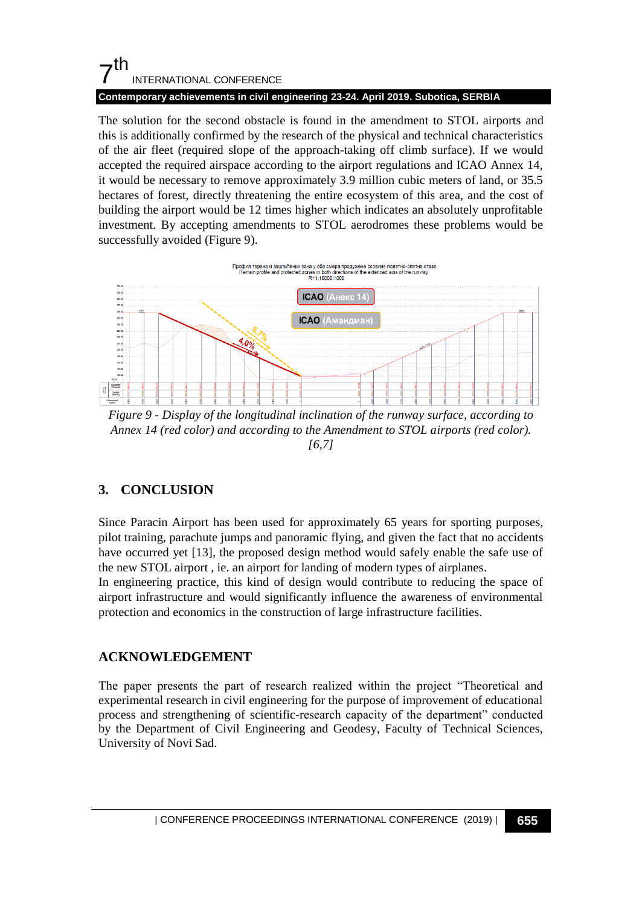The solution for the second obstacle is found in the amendment to STOL airports and this is additionally confirmed by the research of the physical and technical characteristics of the air fleet (required slope of the approach-taking off climb surface). If we would accepted the required airspace according to the airport regulations and ICAO Annex 14, it would be necessary to remove approximately 3.9 million cubic meters of land, or 35.5 hectares of forest, directly threatening the entire ecosystem of this area, and the cost of building the airport would be 12 times higher which indicates an absolutely unprofitable investment. By accepting amendments to STOL aerodromes these problems would be successfully avoided (Figure 9).

*Figure 9 - Display of the longitudinal inclination of the runway surface, according to Annex 14 (red color) and according to the Amendment to STOL airports (red color). [6,7]*

## 3. CONCLUSION

Since Paracin Airport has been used for approximately 65 years for sporting purposes, pilot training, parachute jumps and panoramic flying, and given the fact that no accidents have occurred yet [13], the proposed design method would safely enable the safe use of the new STOL airport , ie. an airport for landing of modern types of airplanes.
In engineering practice, this kind of design would contribute to reducing the space of airport infrastructure and would significantly influence the awareness of environmental protection and economics in the construction of large infrastructure facilities.

## ACKNOWLEDGEMENT

The paper presents the part of research realized within the project "Theoretical and experimental research in civil engineering for the purpose of improvement of educational process and strengthening of scientific-research capacity of the department" conducted by the Department of Civil Engineering and Geodesy, Faculty of Technical Sciences, University of Novi Sad.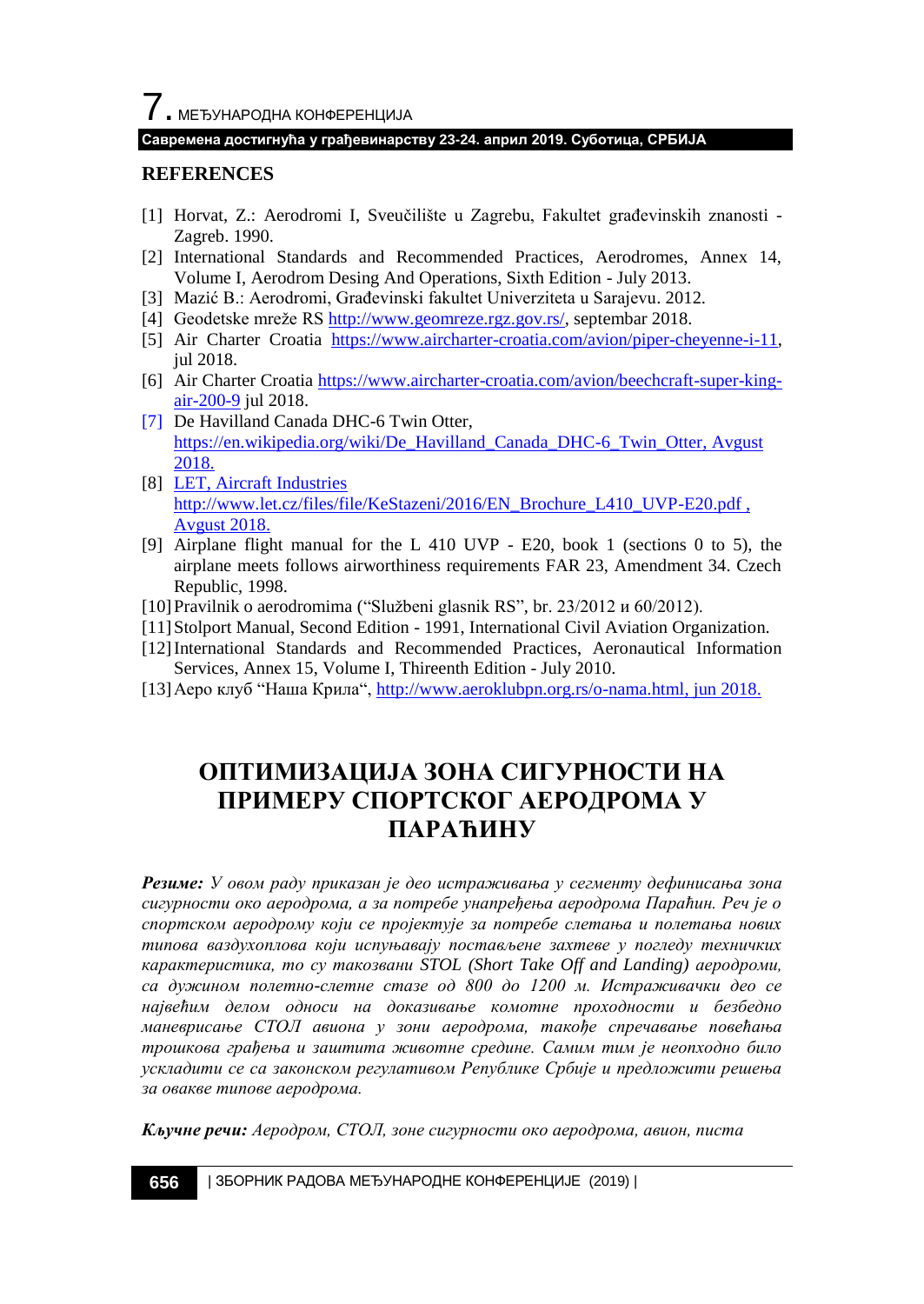## REFERENCES

[1] Horvat, Z.: Aerodromi I, Sveučilište u Zagrebu, Fakultet građevinskih znanosti - Zagreb. 1990.

[2] International Standards and Recommended Practices, Aerodromes, Annex 14, Volume I, Aerodrom Desing And Operations, Sixth Edition - July 2013.

[3] Mazić B.: Aerodromi, Građevinski fakultet Univerziteta u Sarajevu. 2012.

[4] Geodetske mreže RS http://www.geomreze.rgz.gov.rs/, septembar 2018.

[5] Air Charter Croatia https://www.aircharter-croatia.com/avion/piper-cheyenne-i-11, jul 2018.

[6] Air Charter Croatia https://www.aircharter-croatia.com/avion/beechcraft-super-king-air-200-9 jul 2018.

[7] De Havilland Canada DHC-6 Twin Otter, https://en.wikipedia.org/wiki/De_Havilland_Canada_DHC-6_Twin_Otter, Avgust 2018.

[8] LET, Aircraft Industries http://www.let.cz/files/file/KeStazeni/2016/EN_Brochure_L410_UVP-E20.pdf , Avgust 2018.

[9] Airplane flight manual for the L 410 UVP - E20, book 1 (sections 0 to 5), the airplane meets follows airworthiness requirements FAR 23, Amendment 34. Czech Republic, 1998.

[10] Pravilnik o aerodromima ("Službeni glasnik RS", br. 23/2012 и 60/2012).

[11] Stolport Manual, Second Edition - 1991, International Civil Aviation Organization.

[12] International Standards and Recommended Practices, Aeronautical Information Services, Annex 15, Volume I, Thireenth Edition - July 2010.

[13] Аеро клуб "Наша Крила", http://www.aeroklubpn.org.rs/o-nama.html, jun 2018.

# ОПТИМИЗАЦИЈА ЗОНА СИГУРНОСТИ НА ПРИМЕРУ СПОРТСКОГ АЕРОДРОМА У ПАРАЋИНУ

***Резиме:*** *У овом раду приказан је део истраживања у сегменту дефинисања зона сигурности око аеродрома, а за потребе унапређења аеродрома Параћин. Реч је о спортском аеродрому који се пројектује за потребе слетања и полетања нових типова ваздухоплова који испуњавају постављене захтеве у погледу техничких карактеристика, то су такозвани STOL (Short Take Off and Landing) аеродроми, са дужином полетно-слетне стазе од 800 до 1200 м. Истраживачки део се највећим делом односи на доказивање комотне проходности и безбедно маневрисање СТОЛ авиона у зони аеродрома, такође спречавање повећања трошкова грађења и заштита животне средине. Самим тим је неопходно било ускладити се са законском регулативом Републике Србије и предложити решења за овакве типове аеродрома.*

***Кључне речи:*** *Аеродром, СТОЛ, зоне сигурности око аеродрома, авион, писта*